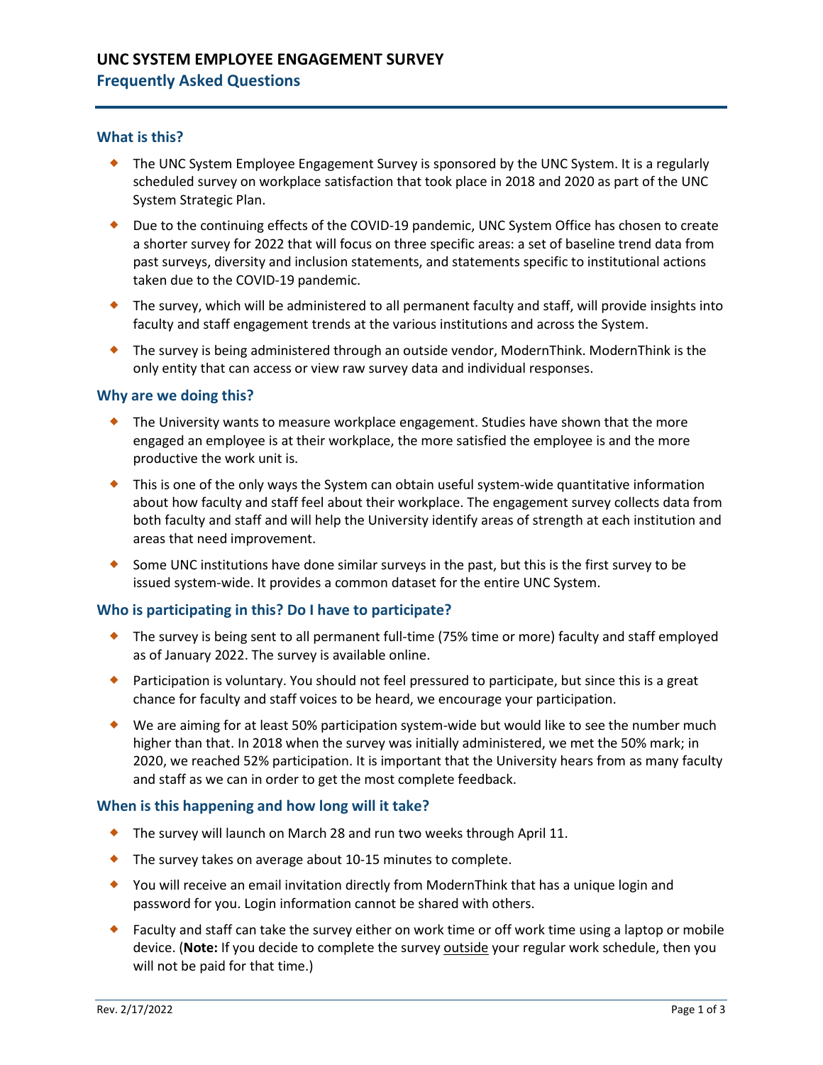# UNC SYSTEM EMPLOYEE ENGAGEMENT SURVEY

## Frequently Asked Questions

### What is this?

- The UNC System Employee Engagement Survey is sponsored by the UNC System. It is a regularly scheduled survey on workplace satisfaction that took place in 2018 and 2020 as part of the UNC System Strategic Plan.
- Due to the continuing effects of the COVID-19 pandemic, UNC System Office has chosen to create a shorter survey for 2022 that will focus on three specific areas: a set of baseline trend data from past surveys, diversity and inclusion statements, and statements specific to institutional actions taken due to the COVID-19 pandemic.
- The survey, which will be administered to all permanent faculty and staff, will provide insights into faculty and staff engagement trends at the various institutions and across the System.
- The survey is being administered through an outside vendor, ModernThink. ModernThink is the only entity that can access or view raw survey data and individual responses.

### Why are we doing this?

- The University wants to measure workplace engagement. Studies have shown that the more engaged an employee is at their workplace, the more satisfied the employee is and the more productive the work unit is.
- This is one of the only ways the System can obtain useful system-wide quantitative information about how faculty and staff feel about their workplace. The engagement survey collects data from both faculty and staff and will help the University identify areas of strength at each institution and areas that need improvement.
- Some UNC institutions have done similar surveys in the past, but this is the first survey to be issued system-wide. It provides a common dataset for the entire UNC System.

### Who is participating in this? Do I have to participate?

- The survey is being sent to all permanent full-time (75% time or more) faculty and staff employed as of January 2022. The survey is available online.
- Participation is voluntary. You should not feel pressured to participate, but since this is a great chance for faculty and staff voices to be heard, we encourage your participation.
- We are aiming for at least 50% participation system-wide but would like to see the number much higher than that. In 2018 when the survey was initially administered, we met the 50% mark; in 2020, we reached 52% participation. It is important that the University hears from as many faculty and staff as we can in order to get the most complete feedback.

### When is this happening and how long will it take?

- The survey will launch on March 28 and run two weeks through April 11.
- The survey takes on average about 10-15 minutes to complete.
- You will receive an email invitation directly from ModernThink that has a unique login and password for you. Login information cannot be shared with others.
- Faculty and staff can take the survey either on work time or off work time using a laptop or mobile device. (**Note:** If you decide to complete the survey <u>outside</u> your regular work schedule, then you will not be paid for that time.)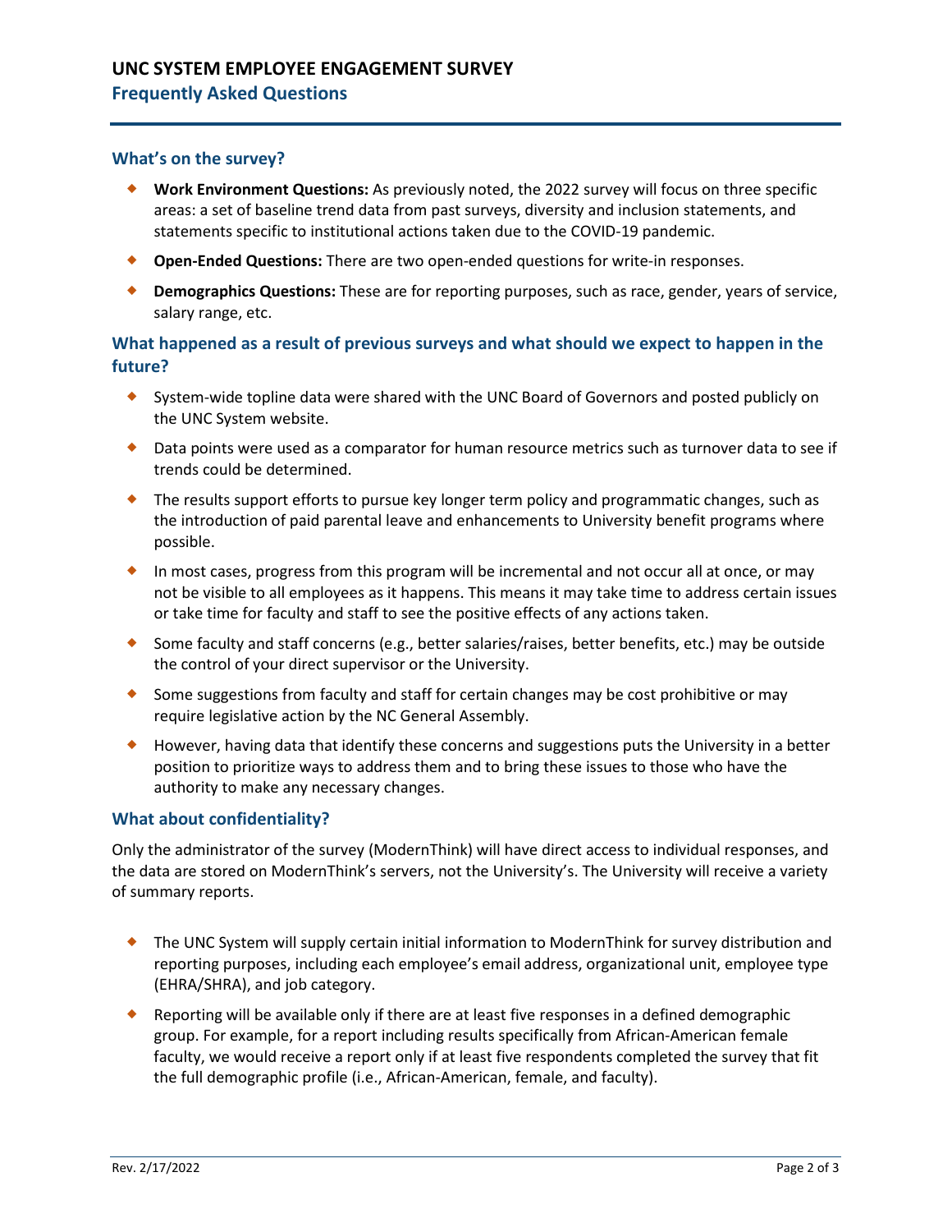# UNC SYSTEM EMPLOYEE ENGAGEMENT SURVEY

## Frequently Asked Questions

### What's on the survey?

- **Work Environment Questions:** As previously noted, the 2022 survey will focus on three specific areas: a set of baseline trend data from past surveys, diversity and inclusion statements, and statements specific to institutional actions taken due to the COVID-19 pandemic.
- **Open-Ended Questions:** There are two open-ended questions for write-in responses.
- **Demographics Questions:** These are for reporting purposes, such as race, gender, years of service, salary range, etc.

### What happened as a result of previous surveys and what should we expect to happen in the future?

- System-wide topline data were shared with the UNC Board of Governors and posted publicly on the UNC System website.
- Data points were used as a comparator for human resource metrics such as turnover data to see if trends could be determined.
- The results support efforts to pursue key longer term policy and programmatic changes, such as the introduction of paid parental leave and enhancements to University benefit programs where possible.
- In most cases, progress from this program will be incremental and not occur all at once, or may not be visible to all employees as it happens. This means it may take time to address certain issues or take time for faculty and staff to see the positive effects of any actions taken.
- Some faculty and staff concerns (e.g., better salaries/raises, better benefits, etc.) may be outside the control of your direct supervisor or the University.
- Some suggestions from faculty and staff for certain changes may be cost prohibitive or may require legislative action by the NC General Assembly.
- However, having data that identify these concerns and suggestions puts the University in a better position to prioritize ways to address them and to bring these issues to those who have the authority to make any necessary changes.

### What about confidentiality?

Only the administrator of the survey (ModernThink) will have direct access to individual responses, and the data are stored on ModernThink's servers, not the University's. The University will receive a variety of summary reports.

- The UNC System will supply certain initial information to ModernThink for survey distribution and reporting purposes, including each employee's email address, organizational unit, employee type (EHRA/SHRA), and job category.
- Reporting will be available only if there are at least five responses in a defined demographic group. For example, for a report including results specifically from African-American female faculty, we would receive a report only if at least five respondents completed the survey that fit the full demographic profile (i.e., African-American, female, and faculty).

Rev. 2/17/2022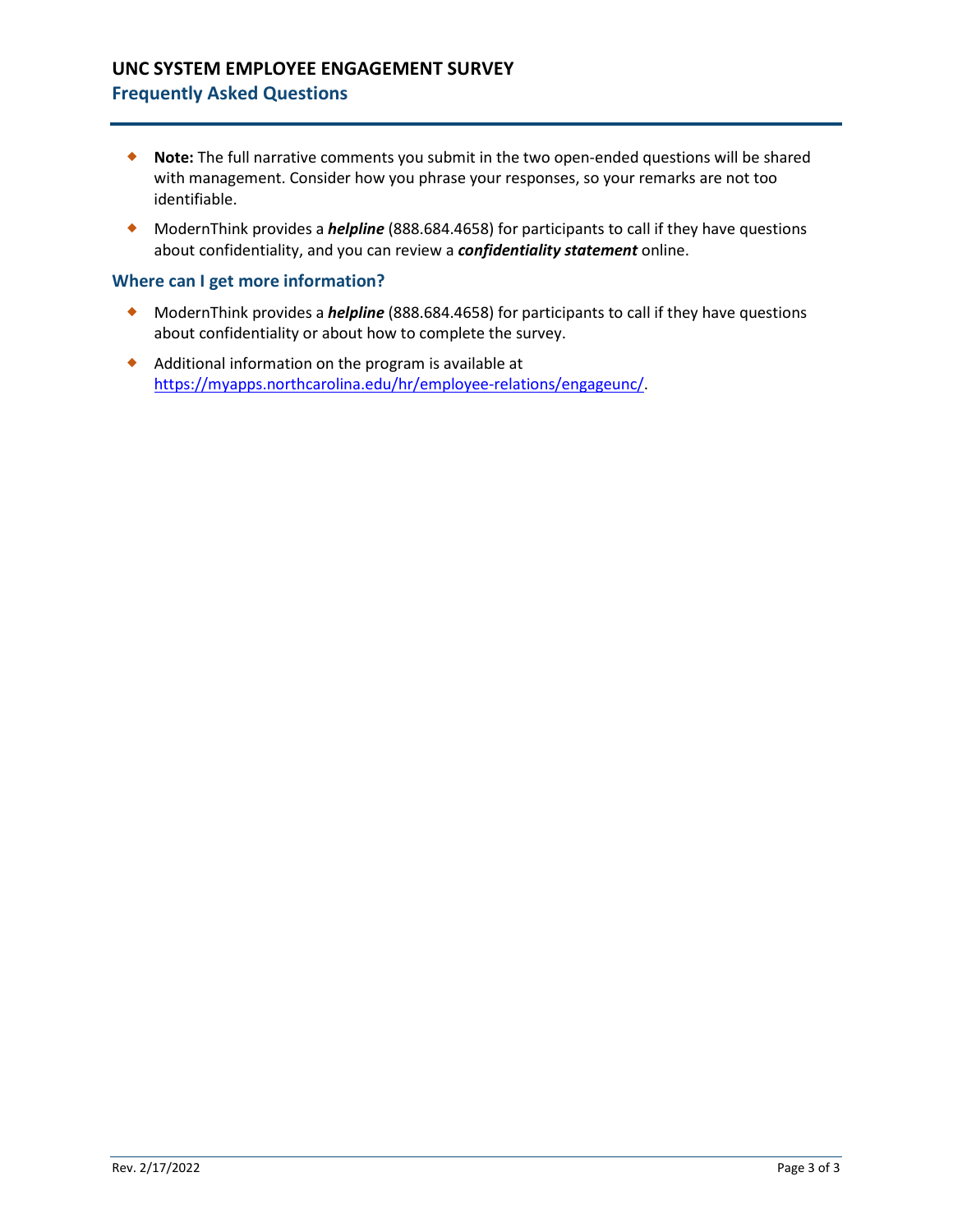- **Note:** The full narrative comments you submit in the two open-ended questions will be shared with management. Consider how you phrase your responses, so your remarks are not too identifiable.
- ModernThink provides a ***helpline*** (888.684.4658) for participants to call if they have questions about confidentiality, and you can review a ***confidentiality statement*** online.

### Where can I get more information?

- ModernThink provides a ***helpline*** (888.684.4658) for participants to call if they have questions about confidentiality or about how to complete the survey.
- Additional information on the program is available at https://myapps.northcarolina.edu/hr/employee-relations/engageunc/.